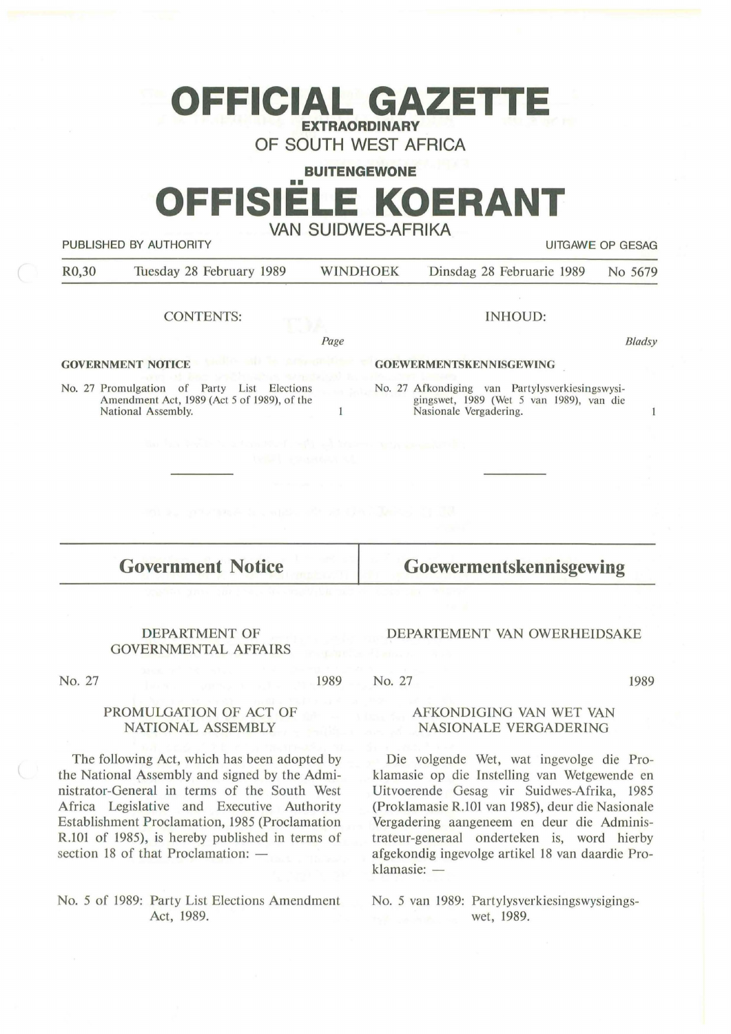# OFFICIAL GAZETTE

**EXTRAORDINARY**

OF SOUTH WEST AFRICA

**BUITENGEWONE**

# OFFISIËLE KOERANT

VAN SUIDWES-AFRIKA

PUBLISHED BY AUTHORITY — UITGAWE OP GESAG

R0,30 — Tuesday 28 February 1989 — WINDHOEK — Dinsdag 28 Februarie 1989 — No 5679

| CONTENTS: | *Page* | INHOUD: | *Bladsy* |
|---|---|---|---|
| **GOVERNMENT NOTICE** | | **GOEWERMENTSKENNISGEWING** | |
| No. 27 Promulgation of Party List Elections Amendment Act, 1989 (Act 5 of 1989), of the National Assembly. | 1 | No. 27 Afkondiging van Partylysverkiesingswysigingswet, 1989 (Wet 5 van 1989), van die Nasionale Vergadering. | 1 |

## Government Notice

DEPARTMENT OF GOVERNMENTAL AFFAIRS

No. 27 — 1989

PROMULGATION OF ACT OF NATIONAL ASSEMBLY

The following Act, which has been adopted by the National Assembly and signed by the Administrator-General in terms of the South West Africa Legislative and Executive Authority Establishment Proclamation, 1985 (Proclamation R.101 of 1985), is hereby published in terms of section 18 of that Proclamation: —

No. 5 of 1989: Party List Elections Amendment Act, 1989.

## Goewermentskennisgewing

DEPARTEMENT VAN OWERHEIDSAKE

No. 27 — 1989

AFKONDIGING VAN WET VAN NASIONALE VERGADERING

Die volgende Wet, wat ingevolge die Proklamasie op die Instelling van Wetgewende en Uitvoerende Gesag vir Suidwes-Afrika, 1985 (Proklamasie R.101 van 1985), deur die Nasionale Vergadering aangeneem en deur die Administrateur-generaal onderteken is, word hierby afgekondig ingevolge artikel 18 van daardie Proklamasie: —

No. 5 van 1989: Partylysverkiesingswysigingswet, 1989.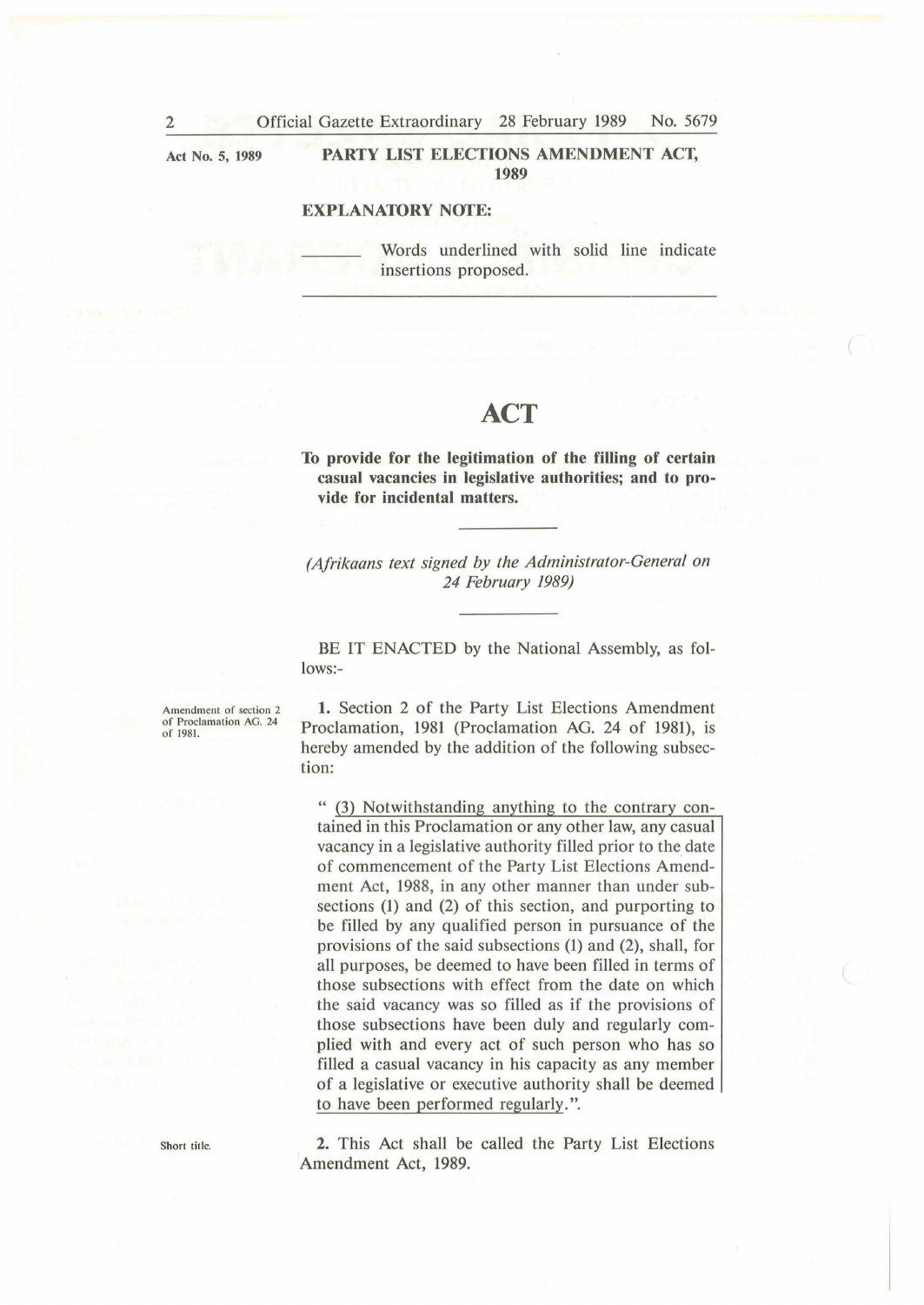Act No. 5, 1989

**PARTY LIST ELECTIONS AMENDMENT ACT, 1989**

**EXPLANATORY NOTE:**

\_\_\_\_\_\_ Words underlined with solid line indicate insertions proposed.

# ACT

**To provide for the legitimation of the filling of certain casual vacancies in legislative authorities; and to provide for incidental matters.**

*(Afrikaans text signed by the Administrator-General on 24 February 1989)*

BE IT ENACTED by the National Assembly, as follows:-

Amendment of section 2 of Proclamation AG. 24 of 1981.

**1.** Section 2 of the Party List Elections Amendment Proclamation, 1981 (Proclamation AG. 24 of 1981), is hereby amended by the addition of the following subsection:

"<u>(3) Notwithstanding anything to the contrary contained in this Proclamation or any other law, any casual vacancy in a legislative authority filled prior to the date of commencement of the Party List Elections Amendment Act, 1988, in any other manner than under subsections (1) and (2) of this section, and purporting to be filled by any qualified person in pursuance of the provisions of the said subsections (1) and (2), shall, for all purposes, be deemed to have been filled in terms of those subsections with effect from the date on which the said vacancy was so filled as if the provisions of those subsections have been duly and regularly complied with and every act of such person who has so filled a casual vacancy in his capacity as any member of a legislative or executive authority shall be deemed to have been performed regularly.</u>".

Short title.

**2.** This Act shall be called the Party List Elections Amendment Act, 1989.